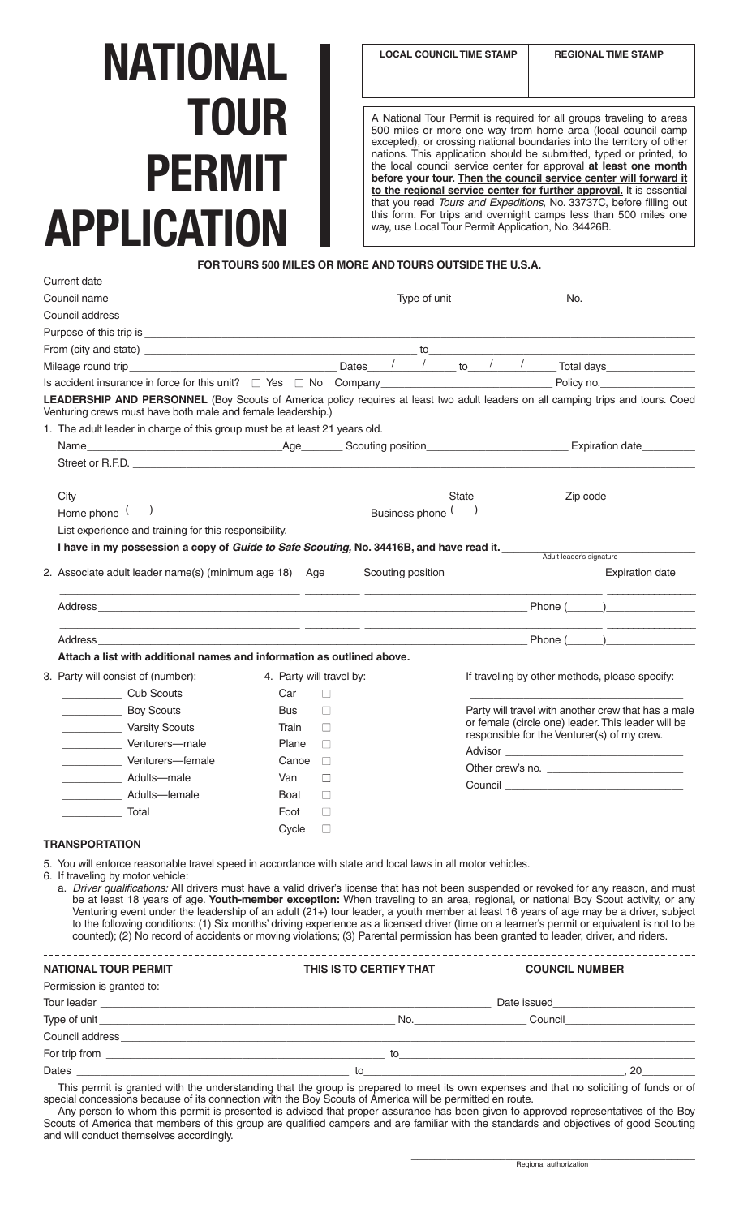# NATIONAL TOUR PERMIT APPLICATION

| LOCAL COUNCIL TIME STAMP | REGIONAL TIME STAMP |
|---|---|
| | |

A National Tour Permit is required for all groups traveling to areas 500 miles or more one way from home area (local council camp excepted), or crossing national boundaries into the territory of other nations. This application should be submitted, typed or printed, to the local council service center for approval **at least one month before your tour.** **Then the council service center will forward it to the regional service center for further approval.** It is essential that you read *Tours and Expeditions,* No. 33737C, before filling out this form. For trips and overnight camps less than 500 miles one way, use Local Tour Permit Application, No. 34426B.

**FOR TOURS 500 MILES OR MORE AND TOURS OUTSIDE THE U.S.A.**

Current date\_\_\_\_\_\_\_\_\_\_\_\_\_\_\_\_\_\_\_\_

Council name \_\_\_\_\_\_\_\_\_\_\_\_\_\_\_\_\_\_\_\_ Type of unit\_\_\_\_\_\_\_\_\_\_\_\_ No.\_\_\_\_\_\_\_\_\_\_

Council address\_\_\_\_\_\_\_\_\_\_\_\_\_\_\_\_\_\_\_\_\_\_\_\_\_\_\_\_\_\_\_\_\_\_\_\_

Purpose of this trip is \_\_\_\_\_\_\_\_\_\_\_\_\_\_\_\_\_\_\_\_\_\_\_\_\_\_\_\_\_\_\_\_\_\_\_\_

From (city and state) \_\_\_\_\_\_\_\_\_\_\_\_\_\_\_\_\_\_\_\_ to\_\_\_\_\_\_\_\_\_\_\_\_\_\_\_\_\_\_\_\_

Mileage round trip\_\_\_\_\_\_\_\_\_\_\_\_\_\_\_\_ Dates\_\_\_/\_\_\_/\_\_\_ to\_\_\_/\_\_\_/\_\_\_ Total days\_\_\_\_\_\_\_\_\_\_

Is accident insurance in force for this unit? ☐ Yes ☐ No Company\_\_\_\_\_\_\_\_\_\_\_\_\_\_\_\_ Policy no.\_\_\_\_\_\_\_\_\_\_

**LEADERSHIP AND PERSONNEL** (Boy Scouts of America policy requires at least two adult leaders on all camping trips and tours. Coed Venturing crews must have both male and female leadership.)

1. The adult leader in charge of this group must be at least 21 years old.

Name\_\_\_\_\_\_\_\_\_\_\_\_\_\_\_\_\_\_\_\_ Age\_\_\_\_\_\_ Scouting position\_\_\_\_\_\_\_\_\_\_\_\_\_\_\_\_ Expiration date\_\_\_\_\_\_\_\_

Street or R.F.D. \_\_\_\_\_\_\_\_\_\_\_\_\_\_\_\_\_\_\_\_\_\_\_\_\_\_\_\_\_\_\_\_\_\_\_\_

City\_\_\_\_\_\_\_\_\_\_\_\_\_\_\_\_\_\_\_\_ State\_\_\_\_\_\_\_\_\_\_\_\_ Zip code\_\_\_\_\_\_\_\_\_\_\_\_

Home phone (\_\_\_\_) \_\_\_\_\_\_\_\_\_\_\_\_\_\_\_\_ Business phone (\_\_\_\_) \_\_\_\_\_\_\_\_\_\_\_\_\_\_\_\_

List experience and training for this responsibility. \_\_\_\_\_\_\_\_\_\_\_\_\_\_\_\_\_\_\_\_\_\_\_\_\_\_\_\_\_\_\_\_\_\_\_\_

**I have in my possession a copy of *Guide to Safe Scouting,* No. 34416B, and have read it.** \_\_\_\_\_\_\_\_\_\_\_\_\_\_\_\_\_\_\_\_
Adult leader's signature

2. Associate adult leader name(s) (minimum age 18) Age Scouting position Expiration date

\_\_\_\_\_\_\_\_\_\_\_\_\_\_\_\_\_\_\_\_ \_\_\_\_\_\_ \_\_\_\_\_\_\_\_\_\_\_\_\_\_\_\_ \_\_\_\_\_\_\_\_\_\_

Address\_\_\_\_\_\_\_\_\_\_\_\_\_\_\_\_\_\_\_\_\_\_\_\_\_\_\_\_\_\_\_\_ Phone (\_\_\_\_)\_\_\_\_\_\_\_\_\_\_

\_\_\_\_\_\_\_\_\_\_\_\_\_\_\_\_\_\_\_\_ \_\_\_\_\_\_ \_\_\_\_\_\_\_\_\_\_\_\_\_\_\_\_ \_\_\_\_\_\_\_\_\_\_

Address\_\_\_\_\_\_\_\_\_\_\_\_\_\_\_\_\_\_\_\_\_\_\_\_\_\_\_\_\_\_\_\_ Phone (\_\_\_\_)\_\_\_\_\_\_\_\_\_\_

**Attach a list with additional names and information as outlined above.**

3. Party will consist of (number):
   - \_\_\_\_\_\_\_\_ Cub Scouts
   - \_\_\_\_\_\_\_\_ Boy Scouts
   - \_\_\_\_\_\_\_\_ Varsity Scouts
   - \_\_\_\_\_\_\_\_ Venturers—male
   - \_\_\_\_\_\_\_\_ Venturers—female
   - \_\_\_\_\_\_\_\_ Adults—male
   - \_\_\_\_\_\_\_\_ Adults—female
   - \_\_\_\_\_\_\_\_ Total

4. Party will travel by:
   - Car ☐
   - Bus ☐
   - Train ☐
   - Plane ☐
   - Canoe ☐
   - Van ☐
   - Boat ☐
   - Foot ☐
   - Cycle ☐

If traveling by other methods, please specify:

\_\_\_\_\_\_\_\_\_\_\_\_\_\_\_\_\_\_\_\_\_\_\_\_\_\_\_\_

Party will travel with another crew that has a male or female (circle one) leader. This leader will be responsible for the Venturer(s) of my crew.

Advisor \_\_\_\_\_\_\_\_\_\_\_\_\_\_\_\_\_\_\_\_

Other crew's no. \_\_\_\_\_\_\_\_\_\_\_\_\_\_\_\_

Council \_\_\_\_\_\_\_\_\_\_\_\_\_\_\_\_\_\_\_\_

**TRANSPORTATION**

5. You will enforce reasonable travel speed in accordance with state and local laws in all motor vehicles.
6. If traveling by motor vehicle:
   a. *Driver qualifications:* All drivers must have a valid driver's license that has not been suspended or revoked for any reason, and must be at least 18 years of age. **Youth-member exception:** When traveling to an area, regional, or national Boy Scout activity, or any Venturing event under the leadership of an adult (21+) tour leader, a youth member at least 16 years of age may be a driver, subject to the following conditions: (1) Six months' driving experience as a licensed driver (time on a learner's permit or equivalent is not to be counted); (2) No record of accidents or moving violations; (3) Parental permission has been granted to leader, driver, and riders.

---

**NATIONAL TOUR PERMIT** **THIS IS TO CERTIFY THAT** **COUNCIL NUMBER**\_\_\_\_\_\_\_\_\_\_

Permission is granted to:

Tour leader \_\_\_\_\_\_\_\_\_\_\_\_\_\_\_\_\_\_\_\_\_\_\_\_\_\_\_\_ Date issued\_\_\_\_\_\_\_\_\_\_\_\_\_\_\_\_

Type of unit\_\_\_\_\_\_\_\_\_\_\_\_\_\_\_\_\_\_\_\_ No.\_\_\_\_\_\_\_\_\_\_ Council\_\_\_\_\_\_\_\_\_\_\_\_\_\_\_\_

Council address\_\_\_\_\_\_\_\_\_\_\_\_\_\_\_\_\_\_\_\_\_\_\_\_\_\_\_\_\_\_\_\_\_\_\_\_

For trip from \_\_\_\_\_\_\_\_\_\_\_\_\_\_\_\_\_\_\_\_ to\_\_\_\_\_\_\_\_\_\_\_\_\_\_\_\_\_\_\_\_

Dates \_\_\_\_\_\_\_\_\_\_\_\_\_\_\_\_\_\_\_\_ to\_\_\_\_\_\_\_\_\_\_\_\_\_\_\_\_\_\_\_\_, 20\_\_\_\_\_\_

This permit is granted with the understanding that the group is prepared to meet its own expenses and that no soliciting of funds or of special concessions because of its connection with the Boy Scouts of America will be permitted en route.

Any person to whom this permit is presented is advised that proper assurance has been given to approved representatives of the Boy Scouts of America that members of this group are qualified campers and are familiar with the standards and objectives of good Scouting and will conduct themselves accordingly.

\_\_\_\_\_\_\_\_\_\_\_\_\_\_\_\_\_\_\_\_\_\_\_\_\_\_\_\_
Regional authorization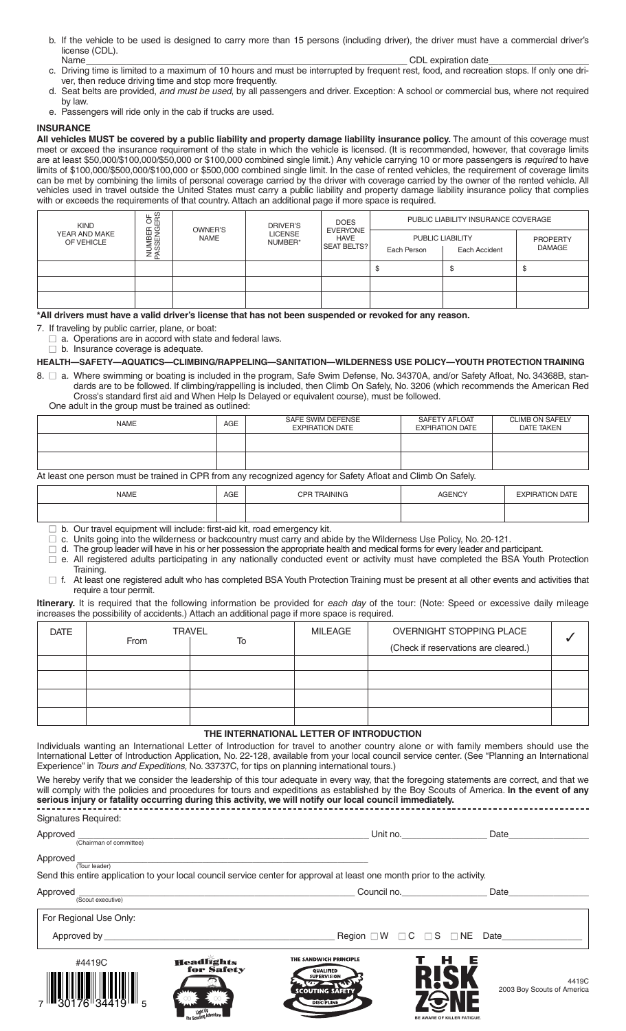b. If the vehicle to be used is designed to carry more than 15 persons (including driver), the driver must have a commercial driver's license (CDL).

Name\_\_\_\_\_\_\_\_\_\_\_\_\_\_\_\_\_\_\_\_\_\_\_\_\_\_\_\_\_\_ CDL expiration date\_\_\_\_\_\_\_\_\_\_\_\_\_\_

c. Driving time is limited to a maximum of 10 hours and must be interrupted by frequent rest, food, and recreation stops. If only one driver, then reduce driving time and stop more frequently.

d. Seat belts are provided, *and must be used*, by all passengers and driver. Exception: A school or commercial bus, where not required by law.

e. Passengers will ride only in the cab if trucks are used.

## INSURANCE

**All vehicles MUST be covered by a public liability and property damage liability insurance policy.** The amount of this coverage must meet or exceed the insurance requirement of the state in which the vehicle is licensed. (It is recommended, however, that coverage limits are at least $50,000/$100,000/$50,000 or $100,000 combined single limit.) Any vehicle carrying 10 or more passengers is *required* to have limits of $100,000/$500,000/$100,000 or $500,000 combined single limit. In the case of rented vehicles, the requirement of coverage limits can be met by combining the limits of personal coverage carried by the driver with coverage carried by the owner of the rented vehicle. All vehicles used in travel outside the United States must carry a public liability and property damage liability insurance policy that complies with or exceeds the requirements of that country. Attach an additional page if more space is required.

| KIND YEAR AND MAKE OF VEHICLE | NUMBER OF PASSENGERS | OWNER'S NAME | DRIVER'S LICENSE NUMBER* | DOES EVERYONE HAVE SEAT BELTS? | PUBLIC LIABILITY INSURANCE COVERAGE | | |
|---|---|---|---|---|---|---|---|
| | | | | | PUBLIC LIABILITY | | PROPERTY DAMAGE |
| | | | | | Each Person | Each Accident | |
| | | | | | $ | $ | $ |
| | | | | | | | |
| | | | | | | | |

**\*All drivers must have a valid driver's license that has not been suspended or revoked for any reason.**

7. If traveling by public carrier, plane, or boat:
   - ☐ a. Operations are in accord with state and federal laws.
   - ☐ b. Insurance coverage is adequate.

## HEALTH—SAFETY—AQUATICS—CLIMBING/RAPPELING—SANITATION—WILDERNESS USE POLICY—YOUTH PROTECTION TRAINING

8. ☐ a. Where swimming or boating is included in the program, Safe Swim Defense, No. 34370A, and/or Safety Afloat, No. 34368B, standards are to be followed. If climbing/rappelling is included, then Climb On Safely, No. 3206 (which recommends the American Red Cross's standard first aid and When Help Is Delayed or equivalent course), must be followed.

One adult in the group must be trained as outlined:

| NAME | AGE | SAFE SWIM DEFENSE EXPIRATION DATE | SAFETY AFLOAT EXPIRATION DATE | CLIMB ON SAFELY DATE TAKEN |
|---|---|---|---|---|
| | | | | |
| | | | | |

At least one person must be trained in CPR from any recognized agency for Safety Afloat and Climb On Safely.

| NAME | AGE | CPR TRAINING | AGENCY | EXPIRATION DATE |
|---|---|---|---|---|
| | | | | |

- ☐ b. Our travel equipment will include: first-aid kit, road emergency kit.
- ☐ c. Units going into the wilderness or backcountry must carry and abide by the Wilderness Use Policy, No. 20-121.
- ☐ d. The group leader will have in his or her possession the appropriate health and medical forms for every leader and participant.
- ☐ e. All registered adults participating in any nationally conducted event or activity must have completed the BSA Youth Protection Training.
- ☐ f. At least one registered adult who has completed BSA Youth Protection Training must be present at all other events and activities that require a tour permit.

**Itinerary.** It is required that the following information be provided for *each day* of the tour: (Note: Speed or excessive daily mileage increases the possibility of accidents.) Attach an additional page if more space is required.

| DATE | TRAVEL From | TRAVEL To | MILEAGE | OVERNIGHT STOPPING PLACE (Check if reservations are cleared.) | ✓ |
|---|---|---|---|---|---|
| | | | | | |
| | | | | | |
| | | | | | |
| | | | | | |

## THE INTERNATIONAL LETTER OF INTRODUCTION

Individuals wanting an International Letter of Introduction for travel to another country alone or with family members should use the International Letter of Introduction Application, No. 22-128, available from your local council service center. (See "Planning an International Experience" in *Tours and Expeditions,* No. 33737C, for tips on planning international tours.)

We hereby verify that we consider the leadership of this tour adequate in every way, that the foregoing statements are correct, and that we will comply with the policies and procedures for tours and expeditions as established by the Boy Scouts of America. **In the event of any serious injury or fatality occurring during this activity, we will notify our local council immediately.**

Signatures Required:

Approved \_\_\_\_\_\_\_\_\_\_\_\_\_\_\_\_\_\_\_\_\_\_\_\_ Unit no.\_\_\_\_\_\_\_\_\_\_ Date\_\_\_\_\_\_\_\_\_\_
(Chairman of committee)

Approved \_\_\_\_\_\_\_\_\_\_\_\_\_\_\_\_\_\_\_\_\_\_\_\_
(Tour leader)

Send this entire application to your local council service center for approval at least one month prior to the activity.

Approved \_\_\_\_\_\_\_\_\_\_\_\_\_\_\_\_\_\_\_\_\_\_\_\_ Council no.\_\_\_\_\_\_\_\_\_\_ Date\_\_\_\_\_\_\_\_\_\_
(Scout executive)

For Regional Use Only:

Approved by \_\_\_\_\_\_\_\_\_\_\_\_\_\_\_\_\_\_\_\_\_\_\_\_ Region ☐W ☐C ☐S ☐NE Date\_\_\_\_\_\_\_\_\_\_

#4419C

7 30176 34419 5

Headlights for Safety

THE SANDWICH PRINCIPLE — QUALIFIED SUPERVISION — SCOUTING SAFETY — DISCIPLINE

THE RISK ZONE — BE AWARE OF KILLER FATIGUE.

4419C
2003 Boy Scouts of America